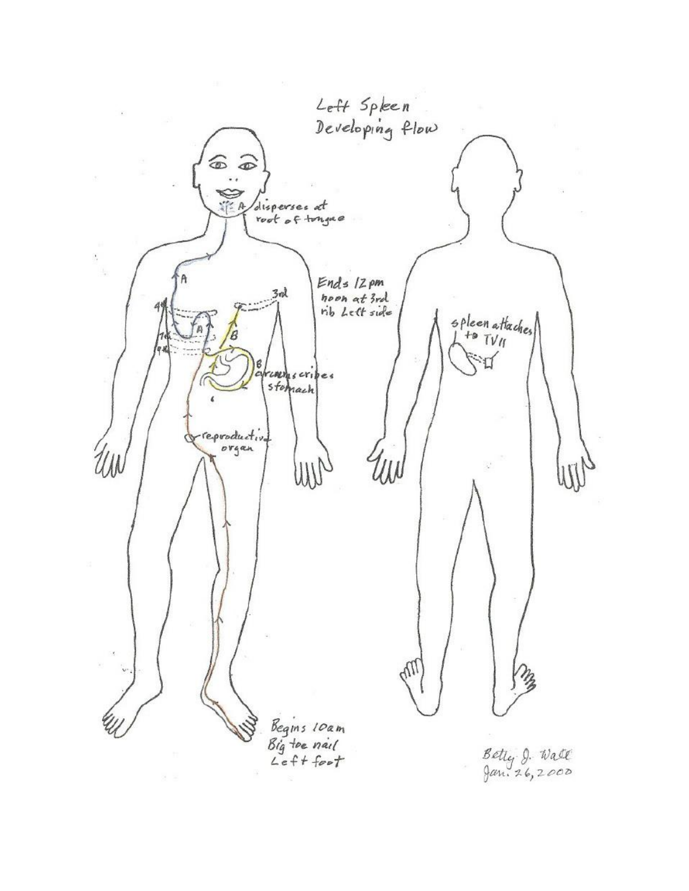Left Spleen
Developing flow

A disperses at root of tongue

A

4th

A

7th

9th

3rd

B

B circumscribes stomach

Ends 12pm noon at 3rd rib Left side

reproductive organ

Begins 10am
Big toe nail
Left foot

spleen attaches to TV11

Betty J. Wall
Jan. 26, 2000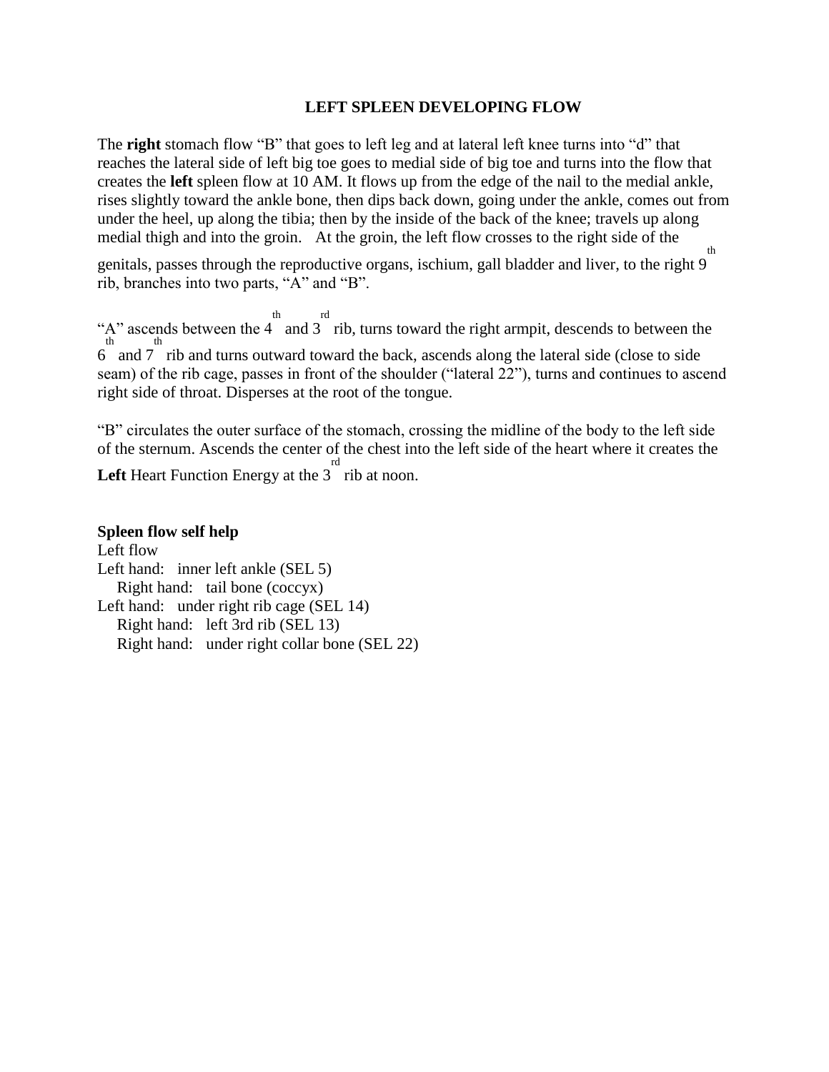# LEFT SPLEEN DEVELOPING FLOW

The **right** stomach flow "B" that goes to left leg and at lateral left knee turns into "d" that reaches the lateral side of left big toe goes to medial side of big toe and turns into the flow that creates the **left** spleen flow at 10 AM. It flows up from the edge of the nail to the medial ankle, rises slightly toward the ankle bone, then dips back down, going under the ankle, comes out from under the heel, up along the tibia; then by the inside of the back of the knee; travels up along medial thigh and into the groin. At the groin, the left flow crosses to the right side of the genitals, passes through the reproductive organs, ischium, gall bladder and liver, to the right 9th rib, branches into two parts, "A" and "B".

"A" ascends between the 4th and 3rd rib, turns toward the right armpit, descends to between the 6th and 7th rib and turns outward toward the back, ascends along the lateral side (close to side seam) of the rib cage, passes in front of the shoulder ("lateral 22"), turns and continues to ascend right side of throat. Disperses at the root of the tongue.

"B" circulates the outer surface of the stomach, crossing the midline of the body to the left side of the sternum. Ascends the center of the chest into the left side of the heart where it creates the **Left** Heart Function Energy at the 3rd rib at noon.

**Spleen flow self help**

Left flow
Left hand: inner left ankle (SEL 5)
    Right hand: tail bone (coccyx)
Left hand: under right rib cage (SEL 14)
    Right hand: left 3rd rib (SEL 13)
    Right hand: under right collar bone (SEL 22)